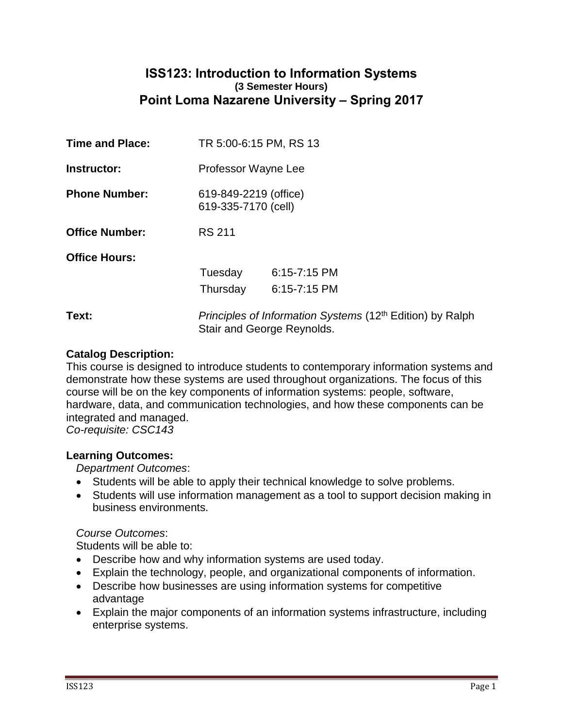# ISS123: Introduction to Information Systems

**(3 Semester Hours)**

## Point Loma Nazarene University – Spring 2017

**Time and Place:** TR 5:00-6:15 PM, RS 13

**Instructor:** Professor Wayne Lee

**Phone Number:** 619-849-2219 (office)
619-335-7170 (cell)

**Office Number:** RS 211

**Office Hours:**

| | |
|---|---|
| Tuesday | 6:15-7:15 PM |
| Thursday | 6:15-7:15 PM |

**Text:** *Principles of Information Systems* (12th Edition) by Ralph Stair and George Reynolds.

**Catalog Description:**
This course is designed to introduce students to contemporary information systems and demonstrate how these systems are used throughout organizations. The focus of this course will be on the key components of information systems: people, software, hardware, data, and communication technologies, and how these components can be integrated and managed.
*Co-requisite: CSC143*

**Learning Outcomes:**

*Department Outcomes*:

- Students will be able to apply their technical knowledge to solve problems.
- Students will use information management as a tool to support decision making in business environments.

*Course Outcomes*:
Students will be able to:

- Describe how and why information systems are used today.
- Explain the technology, people, and organizational components of information.
- Describe how businesses are using information systems for competitive advantage
- Explain the major components of an information systems infrastructure, including enterprise systems.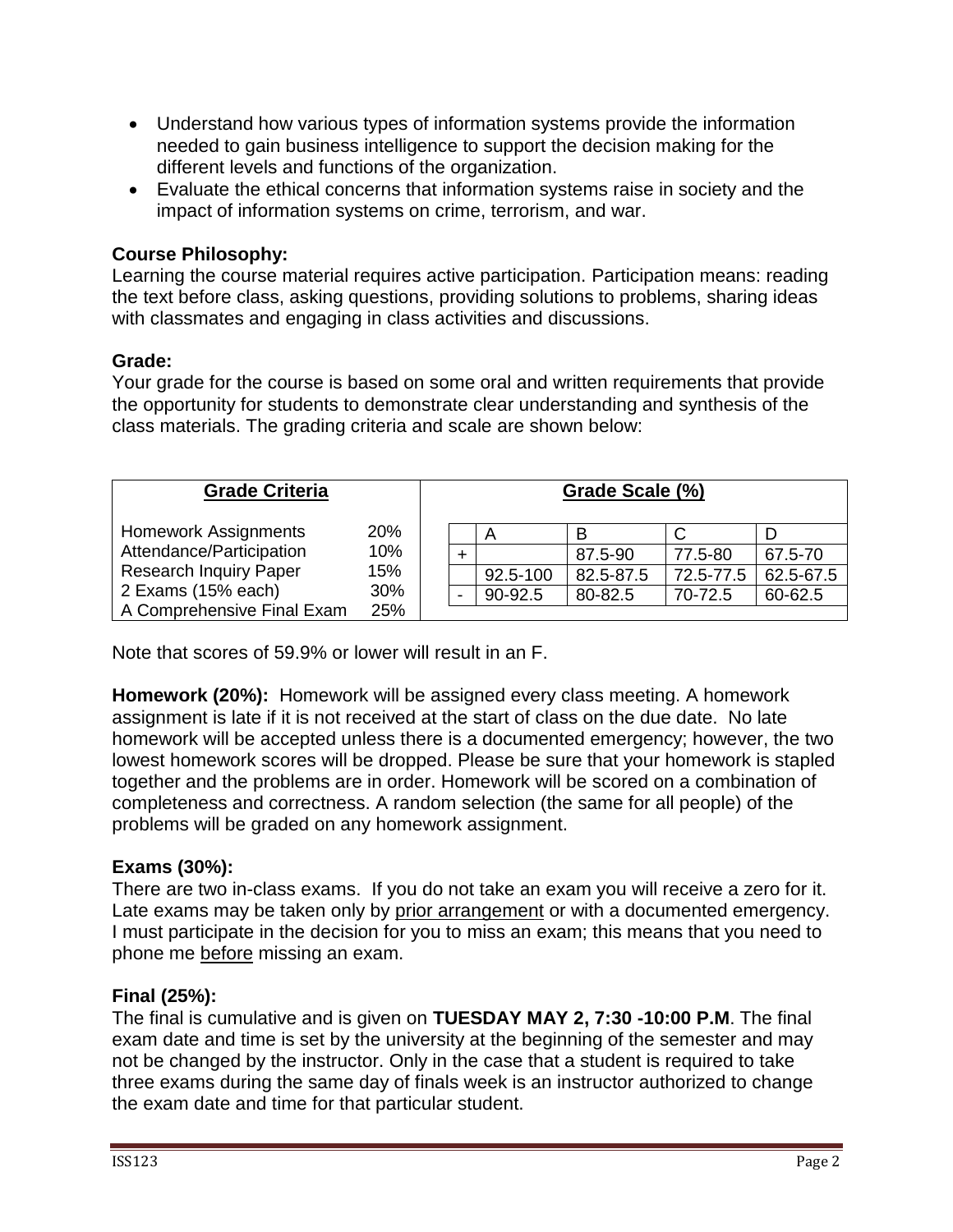- Understand how various types of information systems provide the information needed to gain business intelligence to support the decision making for the different levels and functions of the organization.
- Evaluate the ethical concerns that information systems raise in society and the impact of information systems on crime, terrorism, and war.

**Course Philosophy:**
Learning the course material requires active participation. Participation means: reading the text before class, asking questions, providing solutions to problems, sharing ideas with classmates and engaging in class activities and discussions.

**Grade:**
Your grade for the course is based on some oral and written requirements that provide the opportunity for students to demonstrate clear understanding and synthesis of the class materials. The grading criteria and scale are shown below:

| Grade Criteria | |
|---|---|
| Homework Assignments | 20% |
| Attendance/Participation | 10% |
| Research Inquiry Paper | 15% |
| 2 Exams (15% each) | 30% |
| A Comprehensive Final Exam | 25% |

| Grade Scale (%) | | | | |
|---|---|---|---|---|
| | A | B | C | D |
| + | | 87.5-90 | 77.5-80 | 67.5-70 |
| | 92.5-100 | 82.5-87.5 | 72.5-77.5 | 62.5-67.5 |
| - | 90-92.5 | 80-82.5 | 70-72.5 | 60-62.5 |

Note that scores of 59.9% or lower will result in an F.

**Homework (20%):** Homework will be assigned every class meeting. A homework assignment is late if it is not received at the start of class on the due date. No late homework will be accepted unless there is a documented emergency; however, the two lowest homework scores will be dropped. Please be sure that your homework is stapled together and the problems are in order. Homework will be scored on a combination of completeness and correctness. A random selection (the same for all people) of the problems will be graded on any homework assignment.

**Exams (30%):**
There are two in-class exams. If you do not take an exam you will receive a zero for it. Late exams may be taken only by <u>prior arrangement</u> or with a documented emergency. I must participate in the decision for you to miss an exam; this means that you need to phone me <u>before</u> missing an exam.

**Final (25%):**
The final is cumulative and is given on **TUESDAY MAY 2, 7:30 -10:00 P.M**. The final exam date and time is set by the university at the beginning of the semester and may not be changed by the instructor. Only in the case that a student is required to take three exams during the same day of finals week is an instructor authorized to change the exam date and time for that particular student.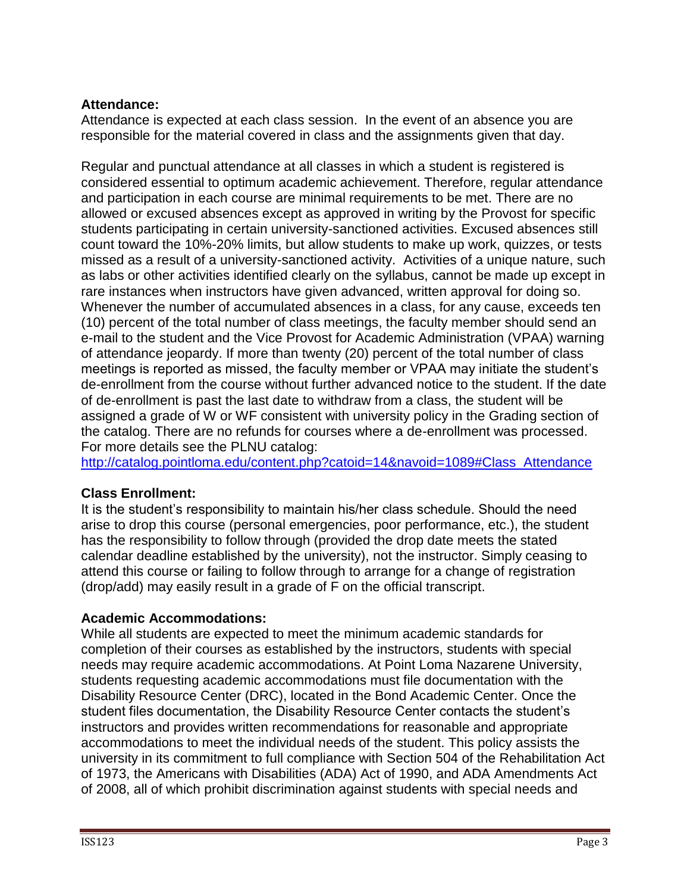**Attendance:**
Attendance is expected at each class session. In the event of an absence you are responsible for the material covered in class and the assignments given that day.

Regular and punctual attendance at all classes in which a student is registered is considered essential to optimum academic achievement. Therefore, regular attendance and participation in each course are minimal requirements to be met. There are no allowed or excused absences except as approved in writing by the Provost for specific students participating in certain university-sanctioned activities. Excused absences still count toward the 10%-20% limits, but allow students to make up work, quizzes, or tests missed as a result of a university-sanctioned activity. Activities of a unique nature, such as labs or other activities identified clearly on the syllabus, cannot be made up except in rare instances when instructors have given advanced, written approval for doing so. Whenever the number of accumulated absences in a class, for any cause, exceeds ten (10) percent of the total number of class meetings, the faculty member should send an e-mail to the student and the Vice Provost for Academic Administration (VPAA) warning of attendance jeopardy. If more than twenty (20) percent of the total number of class meetings is reported as missed, the faculty member or VPAA may initiate the student's de-enrollment from the course without further advanced notice to the student. If the date of de-enrollment is past the last date to withdraw from a class, the student will be assigned a grade of W or WF consistent with university policy in the Grading section of the catalog. There are no refunds for courses where a de-enrollment was processed. For more details see the PLNU catalog:
[http://catalog.pointloma.edu/content.php?catoid=14&navoid=1089#Class_Attendance](http://catalog.pointloma.edu/content.php?catoid=14&navoid=1089#Class_Attendance)

**Class Enrollment:**
It is the student's responsibility to maintain his/her class schedule. Should the need arise to drop this course (personal emergencies, poor performance, etc.), the student has the responsibility to follow through (provided the drop date meets the stated calendar deadline established by the university), not the instructor. Simply ceasing to attend this course or failing to follow through to arrange for a change of registration (drop/add) may easily result in a grade of F on the official transcript.

**Academic Accommodations:**
While all students are expected to meet the minimum academic standards for completion of their courses as established by the instructors, students with special needs may require academic accommodations. At Point Loma Nazarene University, students requesting academic accommodations must file documentation with the Disability Resource Center (DRC), located in the Bond Academic Center. Once the student files documentation, the Disability Resource Center contacts the student's instructors and provides written recommendations for reasonable and appropriate accommodations to meet the individual needs of the student. This policy assists the university in its commitment to full compliance with Section 504 of the Rehabilitation Act of 1973, the Americans with Disabilities (ADA) Act of 1990, and ADA Amendments Act of 2008, all of which prohibit discrimination against students with special needs and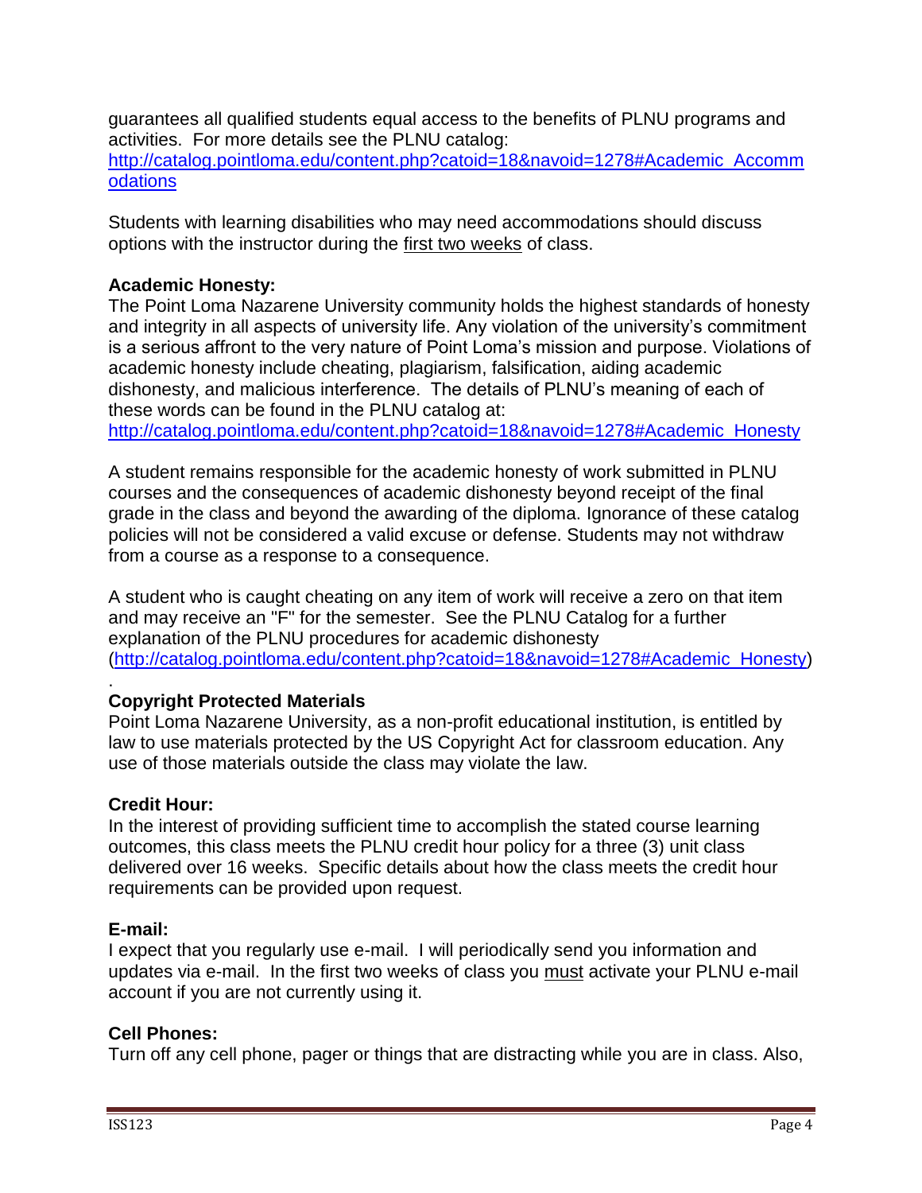guarantees all qualified students equal access to the benefits of PLNU programs and activities. For more details see the PLNU catalog: [http://catalog.pointloma.edu/content.php?catoid=18&navoid=1278#Academic_Accommodations](http://catalog.pointloma.edu/content.php?catoid=18&navoid=1278#Academic_Accommodations)

Students with learning disabilities who may need accommodations should discuss options with the instructor during the first two weeks of class.

**Academic Honesty:**
The Point Loma Nazarene University community holds the highest standards of honesty and integrity in all aspects of university life. Any violation of the university's commitment is a serious affront to the very nature of Point Loma's mission and purpose. Violations of academic honesty include cheating, plagiarism, falsification, aiding academic dishonesty, and malicious interference. The details of PLNU's meaning of each of these words can be found in the PLNU catalog at: [http://catalog.pointloma.edu/content.php?catoid=18&navoid=1278#Academic_Honesty](http://catalog.pointloma.edu/content.php?catoid=18&navoid=1278#Academic_Honesty)

A student remains responsible for the academic honesty of work submitted in PLNU courses and the consequences of academic dishonesty beyond receipt of the final grade in the class and beyond the awarding of the diploma. Ignorance of these catalog policies will not be considered a valid excuse or defense. Students may not withdraw from a course as a response to a consequence.

A student who is caught cheating on any item of work will receive a zero on that item and may receive an "F" for the semester. See the PLNU Catalog for a further explanation of the PLNU procedures for academic dishonesty ([http://catalog.pointloma.edu/content.php?catoid=18&navoid=1278#Academic_Honesty](http://catalog.pointloma.edu/content.php?catoid=18&navoid=1278#Academic_Honesty)).

**Copyright Protected Materials**
Point Loma Nazarene University, as a non-profit educational institution, is entitled by law to use materials protected by the US Copyright Act for classroom education. Any use of those materials outside the class may violate the law.

**Credit Hour:**
In the interest of providing sufficient time to accomplish the stated course learning outcomes, this class meets the PLNU credit hour policy for a three (3) unit class delivered over 16 weeks. Specific details about how the class meets the credit hour requirements can be provided upon request.

**E-mail:**
I expect that you regularly use e-mail. I will periodically send you information and updates via e-mail. In the first two weeks of class you must activate your PLNU e-mail account if you are not currently using it.

**Cell Phones:**
Turn off any cell phone, pager or things that are distracting while you are in class. Also,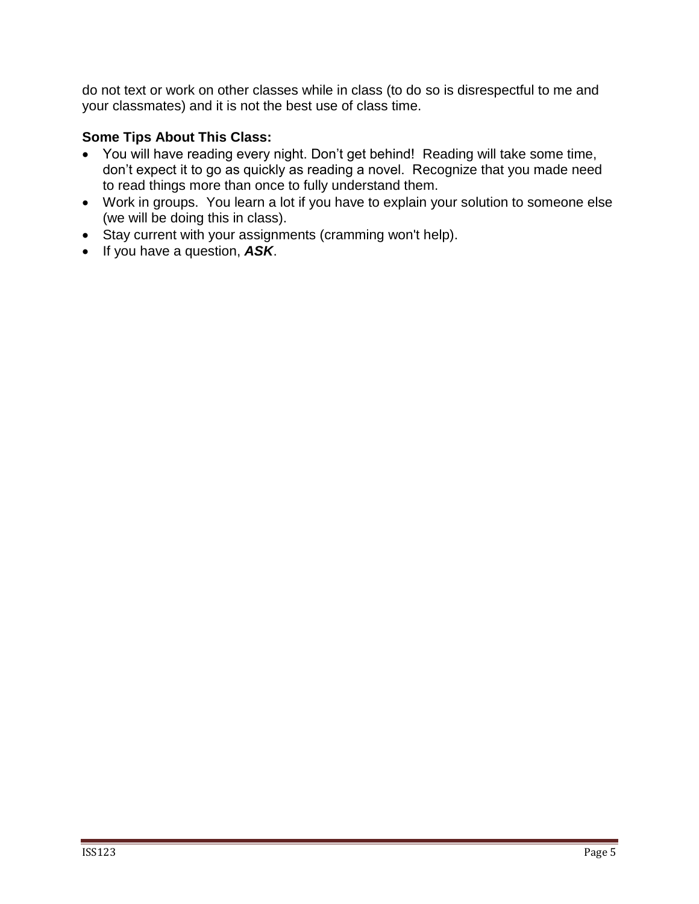do not text or work on other classes while in class (to do so is disrespectful to me and your classmates) and it is not the best use of class time.

**Some Tips About This Class:**

- You will have reading every night. Don't get behind! Reading will take some time, don't expect it to go as quickly as reading a novel. Recognize that you made need to read things more than once to fully understand them.
- Work in groups. You learn a lot if you have to explain your solution to someone else (we will be doing this in class).
- Stay current with your assignments (cramming won't help).
- If you have a question, ***ASK***.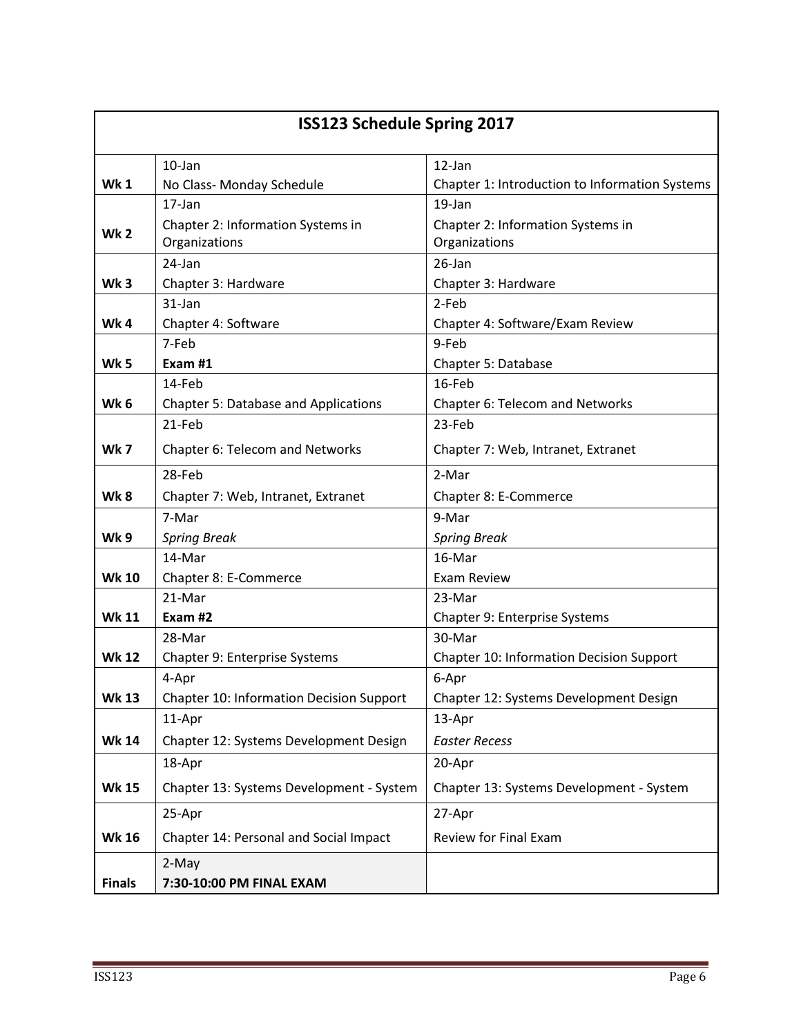| ISS123 Schedule Spring 2017 | | |
|---|---|---|
| **Wk 1** | 10-Jan<br>No Class- Monday Schedule | 12-Jan<br>Chapter 1: Introduction to Information Systems |
| **Wk 2** | 17-Jan<br>Chapter 2: Information Systems in Organizations | 19-Jan<br>Chapter 2: Information Systems in Organizations |
| **Wk 3** | 24-Jan<br>Chapter 3: Hardware | 26-Jan<br>Chapter 3: Hardware |
| **Wk 4** | 31-Jan<br>Chapter 4: Software | 2-Feb<br>Chapter 4: Software/Exam Review |
| **Wk 5** | 7-Feb<br>**Exam #1** | 9-Feb<br>Chapter 5: Database |
| **Wk 6** | 14-Feb<br>Chapter 5: Database and Applications | 16-Feb<br>Chapter 6: Telecom and Networks |
| **Wk 7** | 21-Feb<br>Chapter 6: Telecom and Networks | 23-Feb<br>Chapter 7: Web, Intranet, Extranet |
| **Wk 8** | 28-Feb<br>Chapter 7: Web, Intranet, Extranet | 2-Mar<br>Chapter 8: E-Commerce |
| **Wk 9** | 7-Mar<br>*Spring Break* | 9-Mar<br>*Spring Break* |
| **Wk 10** | 14-Mar<br>Chapter 8: E-Commerce | 16-Mar<br>Exam Review |
| **Wk 11** | 21-Mar<br>**Exam #2** | 23-Mar<br>Chapter 9: Enterprise Systems |
| **Wk 12** | 28-Mar<br>Chapter 9: Enterprise Systems | 30-Mar<br>Chapter 10: Information Decision Support |
| **Wk 13** | 4-Apr<br>Chapter 10: Information Decision Support | 6-Apr<br>Chapter 12: Systems Development Design |
| **Wk 14** | 11-Apr<br>Chapter 12: Systems Development Design | 13-Apr<br>*Easter Recess* |
| **Wk 15** | 18-Apr<br>Chapter 13: Systems Development - System | 20-Apr<br>Chapter 13: Systems Development - System |
| **Wk 16** | 25-Apr<br>Chapter 14: Personal and Social Impact | 27-Apr<br>Review for Final Exam |
| **Finals** | 2-May<br>**7:30-10:00 PM FINAL EXAM** | |